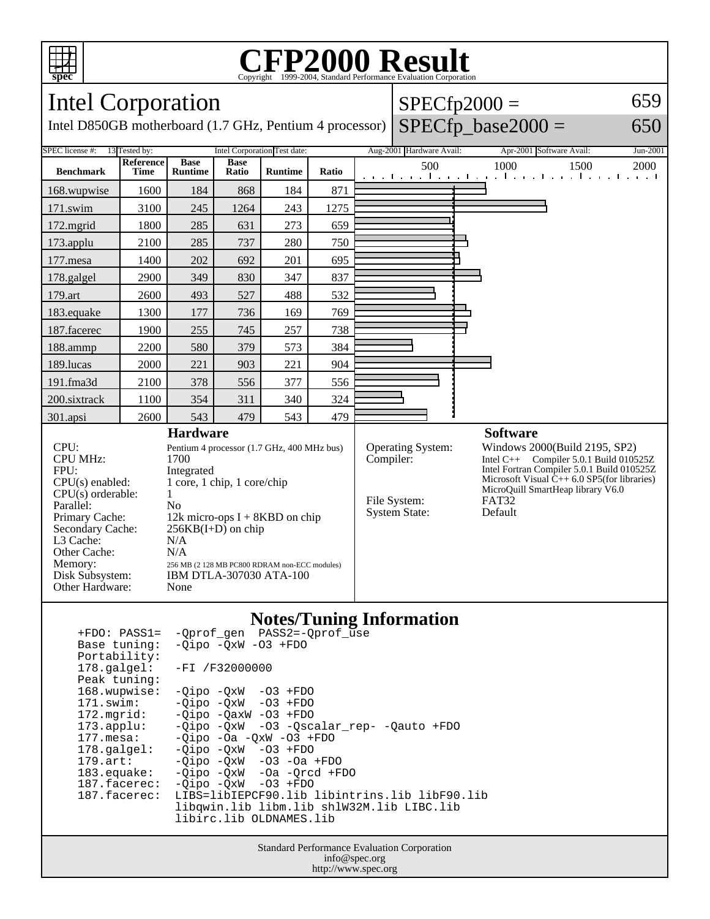# CFP2000 Result

Copyright 1999-2004, Standard Performance Evaluation Corporation

## Intel Corporation

Intel D850GB motherboard (1.7 GHz, Pentium 4 processor)

SPECfp2000 = 659

SPECfp_base2000 = 650

| SPEC license #: | 13 | Tested by: | Intel Corporation | Test date: | Aug-2001 | Hardware Avail: | Apr-2001 | Software Avail: | Jun-2001 |
|---|---|---|---|---|---|---|---|---|---|

| Benchmark | Reference Time | Base Runtime | Base Ratio | Runtime | Ratio |
|---|---|---|---|---|---|
| 168.wupwise | 1600 | 184 | 868 | 184 | 871 |
| 171.swim | 3100 | 245 | 1264 | 243 | 1275 |
| 172.mgrid | 1800 | 285 | 631 | 273 | 659 |
| 173.applu | 2100 | 285 | 737 | 280 | 750 |
| 177.mesa | 1400 | 202 | 692 | 201 | 695 |
| 178.galgel | 2900 | 349 | 830 | 347 | 837 |
| 179.art | 2600 | 493 | 527 | 488 | 532 |
| 183.equake | 1300 | 177 | 736 | 169 | 769 |
| 187.facerec | 1900 | 255 | 745 | 257 | 738 |
| 188.ammp | 2200 | 580 | 379 | 573 | 384 |
| 189.lucas | 2000 | 221 | 903 | 221 | 904 |
| 191.fma3d | 2100 | 378 | 556 | 377 | 556 |
| 200.sixtrack | 1100 | 354 | 311 | 340 | 324 |
| 301.apsi | 2600 | 543 | 479 | 543 | 479 |

### Hardware

| | |
|---|---|
| CPU: | Pentium 4 processor (1.7 GHz, 400 MHz bus) |
| CPU MHz: | 1700 |
| FPU: | Integrated |
| CPU(s) enabled: | 1 core, 1 chip, 1 core/chip |
| CPU(s) orderable: | 1 |
| Parallel: | No |
| Primary Cache: | 12k micro-ops I + 8KBD on chip |
| Secondary Cache: | 256KB(I+D) on chip |
| L3 Cache: | N/A |
| Other Cache: | N/A |
| Memory: | 256 MB (2 128 MB PC800 RDRAM non-ECC modules) |
| Disk Subsystem: | IBM DTLA-307030 ATA-100 |
| Other Hardware: | None |

### Software

| | |
|---|---|
| Operating System: | Windows 2000(Build 2195, SP2) |
| Compiler: | Intel C++ Compiler 5.0.1 Build 010525Z<br>Intel Fortran Compiler 5.0.1 Build 010525Z<br>Microsoft Visual C++ 6.0 SP5(for libraries)<br>MicroQuill SmartHeap library V6.0 |
| File System: | FAT32 |
| System State: | Default |

### Notes/Tuning Information

```
+FDO: PASS1=  -Qprof_gen  PASS2=-Qprof_use
Base tuning:  -Qipo -QxW -O3 +FDO
Portability:
178.galgel:   -FI /F32000000
Peak tuning:
168.wupwise:  -Qipo -QxW  -O3 +FDO
171.swim:     -Qipo -QxW  -O3 +FDO
172.mgrid:    -Qipo -QaxW -O3 +FDO
173.applu:    -Qipo -QxW  -O3 -Qscalar_rep- -Qauto +FDO
177.mesa:     -Qipo -Oa -QxW -O3 +FDO
178.galgel:   -Qipo -QxW  -O3 +FDO
179.art:      -Qipo -QxW  -O3 -Oa +FDO
183.equake:   -Qipo -QxW  -Oa -Qrcd +FDO
187.facerec:  -Qipo -QxW  -O3 +FDO
187.facerec:  LIBS=libIEPCF90.lib libintrins.lib libF90.lib
              libqwin.lib libm.lib shlW32M.lib LIBC.lib
              libirc.lib OLDNAMES.lib
```

Standard Performance Evaluation Corporation
info@spec.org
http://www.spec.org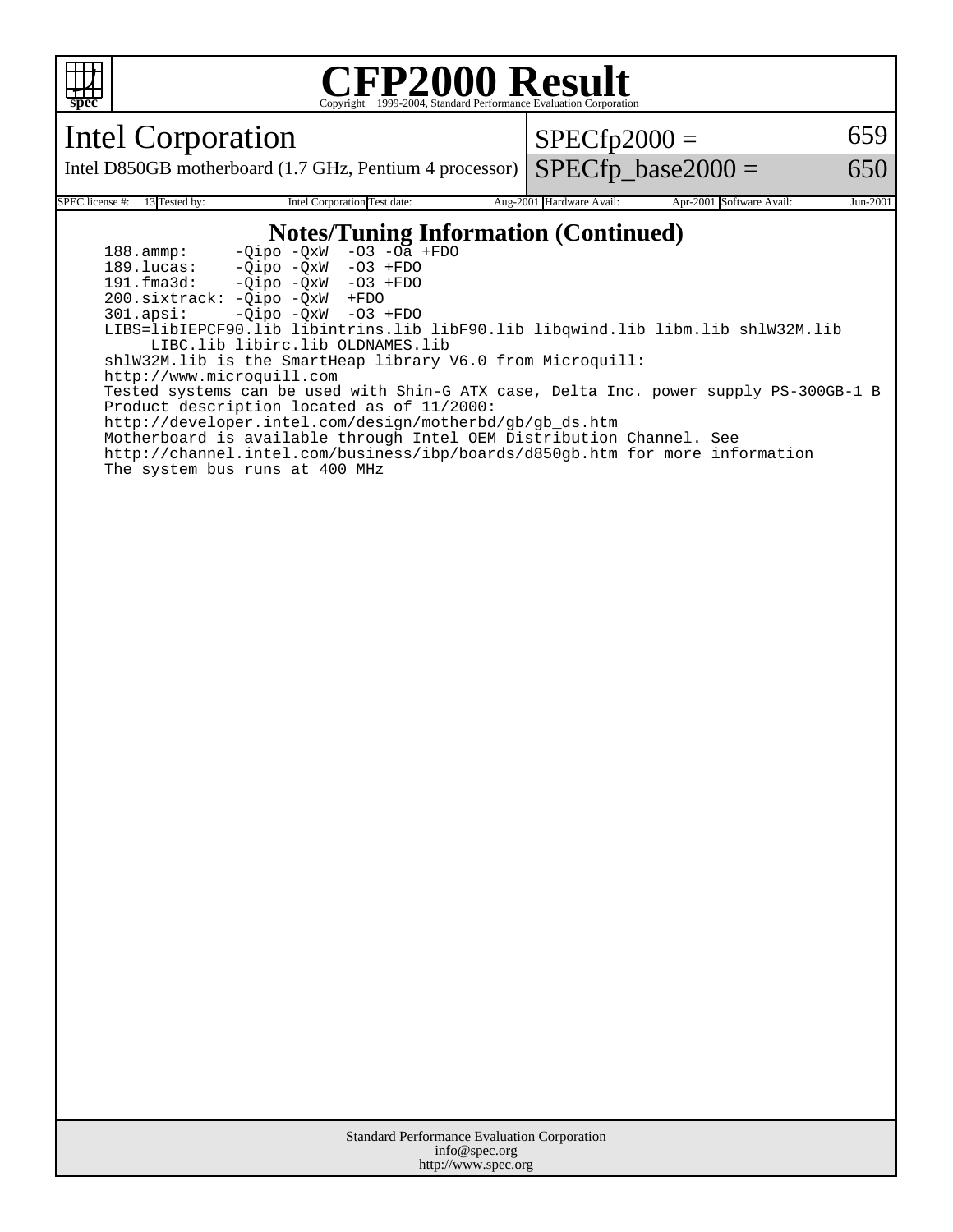# CFP2000 Result

Copyright 1999-2004, Standard Performance Evaluation Corporation

## Intel Corporation

Intel D850GB motherboard (1.7 GHz, Pentium 4 processor)

SPECfp2000 = 659

SPECfp_base2000 = 650

| SPEC license #: | 13 | Tested by: | Intel Corporation | Test date: | Aug-2001 | Hardware Avail: | Apr-2001 | Software Avail: | Jun-2001 |
|---|---|---|---|---|---|---|---|---|---|

### Notes/Tuning Information (Continued)

```
188.ammp:     -Qipo -QxW  -O3 -Oa +FDO
189.lucas:    -Qipo -QxW  -O3 +FDO
191.fma3d:    -Qipo -QxW  -O3 +FDO
200.sixtrack: -Qipo -QxW  +FDO
301.apsi:     -Qipo -QxW  -O3 +FDO
LIBS=libIEPCF90.lib libintrins.lib libF90.lib libqwind.lib libm.lib shlW32M.lib
     LIBC.lib libirc.lib OLDNAMES.lib
shlW32M.lib is the SmartHeap library V6.0 from Microquill:
http://www.microquill.com
Tested systems can be used with Shin-G ATX case, Delta Inc. power supply PS-300GB-1 B
Product description located as of 11/2000:
http://developer.intel.com/design/motherbd/gb/gb_ds.htm
Motherboard is available through Intel OEM Distribution Channel. See
http://channel.intel.com/business/ibp/boards/d850gb.htm for more information
The system bus runs at 400 MHz
```